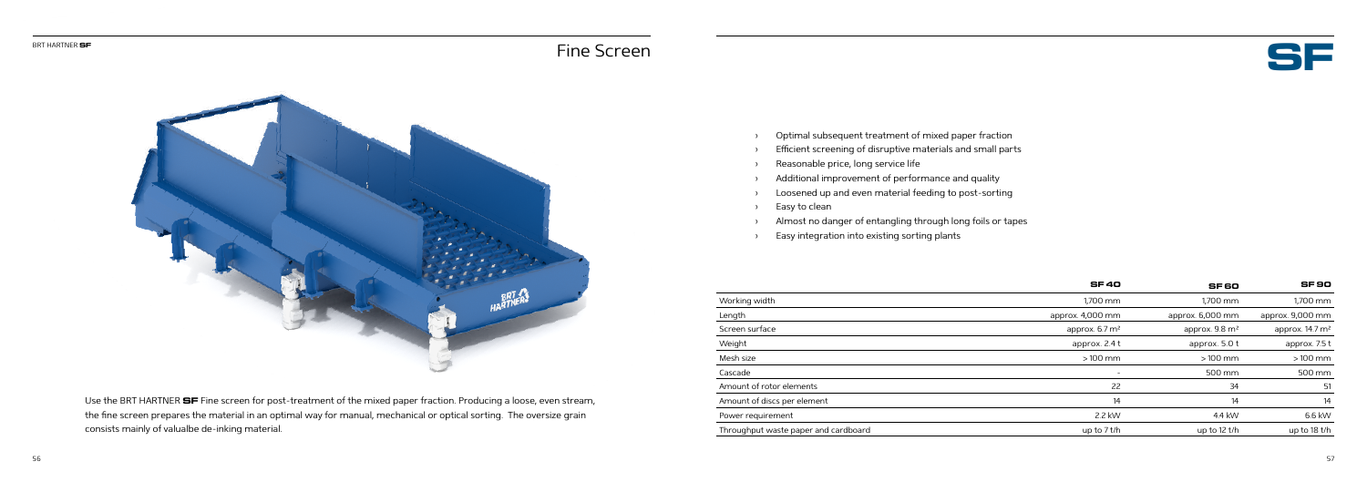# Fine Screen

# SF

- Optimal subsequent treatment of mixed paper fraction
- Efficient screening of disruptive materials and small parts
- Reasonable price, long service life
- Additional improvement of performance and quality
- Loosened up and even material feeding to post-sorting
- Easy to clean
- Almost no danger of entangling through long foils or tapes
- Easy integration into existing sorting plants

Use the BRT HARTNER **SF** Fine screen for post-treatment of the mixed paper fraction. Producing a loose, even stream, the fine screen prepares the material in an optimal way for manual, mechanical or optical sorting. The oversize grain consists mainly of valualbe de-inking material.

| | SF 40 | SF 60 | SF 90 |
|---|---|---|---|
| Working width | 1,700 mm | 1,700 mm | 1,700 mm |
| Length | approx. 4,000 mm | approx. 6,000 mm | approx. 9,000 mm |
| Screen surface | approx. 6.7 m² | approx. 9.8 m² | approx. 14.7 m² |
| Weight | approx. 2.4 t | approx. 5.0 t | approx. 7.5 t |
| Mesh size | > 100 mm | > 100 mm | > 100 mm |
| Cascade | - | 500 mm | 500 mm |
| Amount of rotor elements | 22 | 34 | 51 |
| Amount of discs per element | 14 | 14 | 14 |
| Power requirement | 2.2 kW | 4.4 kW | 6.6 kW |
| Throughput waste paper and cardboard | up to 7 t/h | up to 12 t/h | up to 18 t/h |